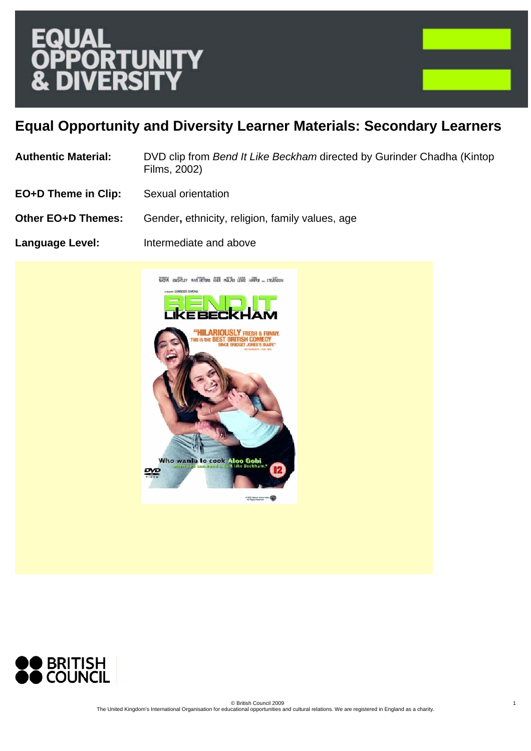# EQUAL OPPORTUNITY & DIVERSITY

## Equal Opportunity and Diversity Learner Materials: Secondary Learners

**Authentic Material:** DVD clip from *Bend It Like Beckham* directed by Gurinder Chadha (Kintop Films, 2002)

**EO+D Theme in Clip:** Sexual orientation

**Other EO+D Themes:** Gender**,** ethnicity, religion, family values, age

**Language Level:** Intermediate and above

BRITISH COUNCIL

© British Council 2009
The United Kingdom's International Organisation for educational opportunities and cultural relations. We are registered in England as a charity.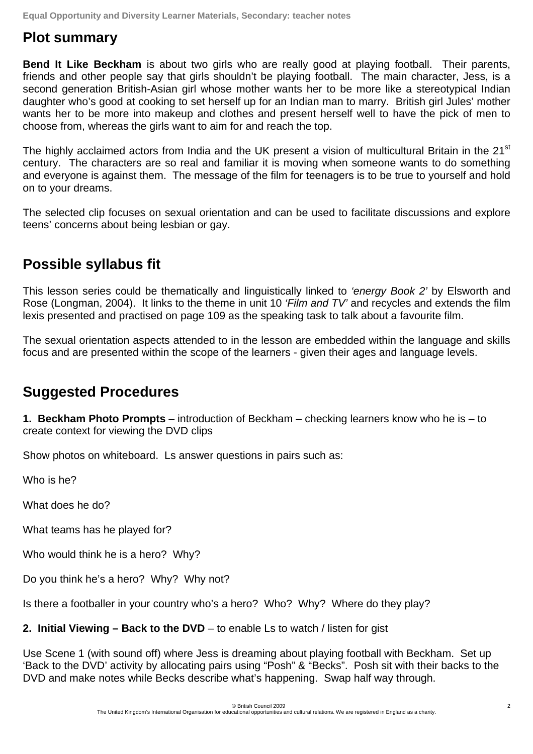## Plot summary

**Bend It Like Beckham** is about two girls who are really good at playing football. Their parents, friends and other people say that girls shouldn't be playing football. The main character, Jess, is a second generation British-Asian girl whose mother wants her to be more like a stereotypical Indian daughter who's good at cooking to set herself up for an Indian man to marry. British girl Jules' mother wants her to be more into makeup and clothes and present herself well to have the pick of men to choose from, whereas the girls want to aim for and reach the top.

The highly acclaimed actors from India and the UK present a vision of multicultural Britain in the 21st century. The characters are so real and familiar it is moving when someone wants to do something and everyone is against them. The message of the film for teenagers is to be true to yourself and hold on to your dreams.

The selected clip focuses on sexual orientation and can be used to facilitate discussions and explore teens' concerns about being lesbian or gay.

## Possible syllabus fit

This lesson series could be thematically and linguistically linked to *'energy Book 2'* by Elsworth and Rose (Longman, 2004). It links to the theme in unit 10 *'Film and TV'* and recycles and extends the film lexis presented and practised on page 109 as the speaking task to talk about a favourite film.

The sexual orientation aspects attended to in the lesson are embedded within the language and skills focus and are presented within the scope of the learners - given their ages and language levels.

## Suggested Procedures

**1. Beckham Photo Prompts** – introduction of Beckham – checking learners know who he is – to create context for viewing the DVD clips

Show photos on whiteboard. Ls answer questions in pairs such as:

Who is he?

What does he do?

What teams has he played for?

Who would think he is a hero? Why?

Do you think he's a hero? Why? Why not?

Is there a footballer in your country who's a hero? Who? Why? Where do they play?

**2. Initial Viewing – Back to the DVD** – to enable Ls to watch / listen for gist

Use Scene 1 (with sound off) where Jess is dreaming about playing football with Beckham. Set up 'Back to the DVD' activity by allocating pairs using "Posh" & "Becks". Posh sit with their backs to the DVD and make notes while Becks describe what's happening. Swap half way through.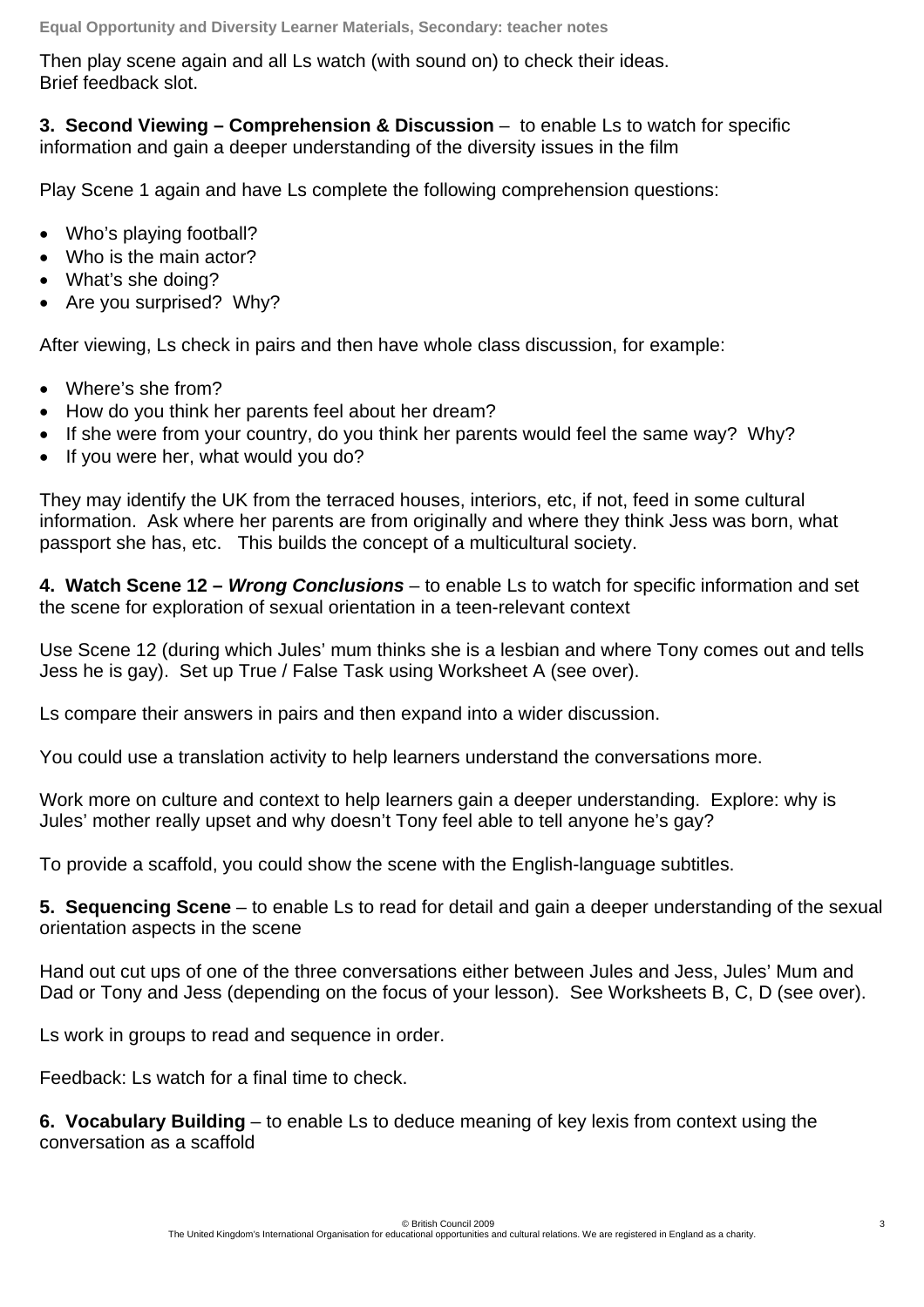Then play scene again and all Ls watch (with sound on) to check their ideas.
Brief feedback slot.

**3. Second Viewing – Comprehension & Discussion** – to enable Ls to watch for specific information and gain a deeper understanding of the diversity issues in the film

Play Scene 1 again and have Ls complete the following comprehension questions:

- Who's playing football?
- Who is the main actor?
- What's she doing?
- Are you surprised? Why?

After viewing, Ls check in pairs and then have whole class discussion, for example:

- Where's she from?
- How do you think her parents feel about her dream?
- If she were from your country, do you think her parents would feel the same way? Why?
- If you were her, what would you do?

They may identify the UK from the terraced houses, interiors, etc, if not, feed in some cultural information. Ask where her parents are from originally and where they think Jess was born, what passport she has, etc. This builds the concept of a multicultural society.

**4. Watch Scene 12 – *Wrong Conclusions*** – to enable Ls to watch for specific information and set the scene for exploration of sexual orientation in a teen-relevant context

Use Scene 12 (during which Jules' mum thinks she is a lesbian and where Tony comes out and tells Jess he is gay). Set up True / False Task using Worksheet A (see over).

Ls compare their answers in pairs and then expand into a wider discussion.

You could use a translation activity to help learners understand the conversations more.

Work more on culture and context to help learners gain a deeper understanding. Explore: why is Jules' mother really upset and why doesn't Tony feel able to tell anyone he's gay?

To provide a scaffold, you could show the scene with the English-language subtitles.

**5. Sequencing Scene** – to enable Ls to read for detail and gain a deeper understanding of the sexual orientation aspects in the scene

Hand out cut ups of one of the three conversations either between Jules and Jess, Jules' Mum and Dad or Tony and Jess (depending on the focus of your lesson). See Worksheets B, C, D (see over).

Ls work in groups to read and sequence in order.

Feedback: Ls watch for a final time to check.

**6. Vocabulary Building** – to enable Ls to deduce meaning of key lexis from context using the conversation as a scaffold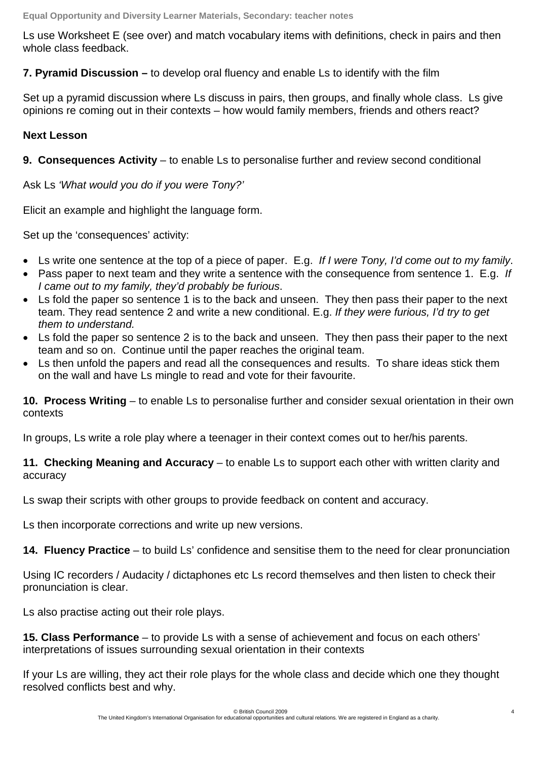Ls use Worksheet E (see over) and match vocabulary items with definitions, check in pairs and then whole class feedback.

**7. Pyramid Discussion –** to develop oral fluency and enable Ls to identify with the film

Set up a pyramid discussion where Ls discuss in pairs, then groups, and finally whole class. Ls give opinions re coming out in their contexts – how would family members, friends and others react?

**Next Lesson**

**9. Consequences Activity** – to enable Ls to personalise further and review second conditional

Ask Ls *'What would you do if you were Tony?'*

Elicit an example and highlight the language form.

Set up the 'consequences' activity:

- Ls write one sentence at the top of a piece of paper. E.g. *If I were Tony, I'd come out to my family*.
- Pass paper to next team and they write a sentence with the consequence from sentence 1. E.g. *If I came out to my family, they'd probably be furious*.
- Ls fold the paper so sentence 1 is to the back and unseen. They then pass their paper to the next team. They read sentence 2 and write a new conditional. E.g. *If they were furious, I'd try to get them to understand.*
- Ls fold the paper so sentence 2 is to the back and unseen. They then pass their paper to the next team and so on. Continue until the paper reaches the original team.
- Ls then unfold the papers and read all the consequences and results. To share ideas stick them on the wall and have Ls mingle to read and vote for their favourite.

**10. Process Writing** – to enable Ls to personalise further and consider sexual orientation in their own contexts

In groups, Ls write a role play where a teenager in their context comes out to her/his parents.

**11. Checking Meaning and Accuracy** – to enable Ls to support each other with written clarity and accuracy

Ls swap their scripts with other groups to provide feedback on content and accuracy.

Ls then incorporate corrections and write up new versions.

**14. Fluency Practice** – to build Ls' confidence and sensitise them to the need for clear pronunciation

Using IC recorders / Audacity / dictaphones etc Ls record themselves and then listen to check their pronunciation is clear.

Ls also practise acting out their role plays.

**15. Class Performance** – to provide Ls with a sense of achievement and focus on each others' interpretations of issues surrounding sexual orientation in their contexts

If your Ls are willing, they act their role plays for the whole class and decide which one they thought resolved conflicts best and why.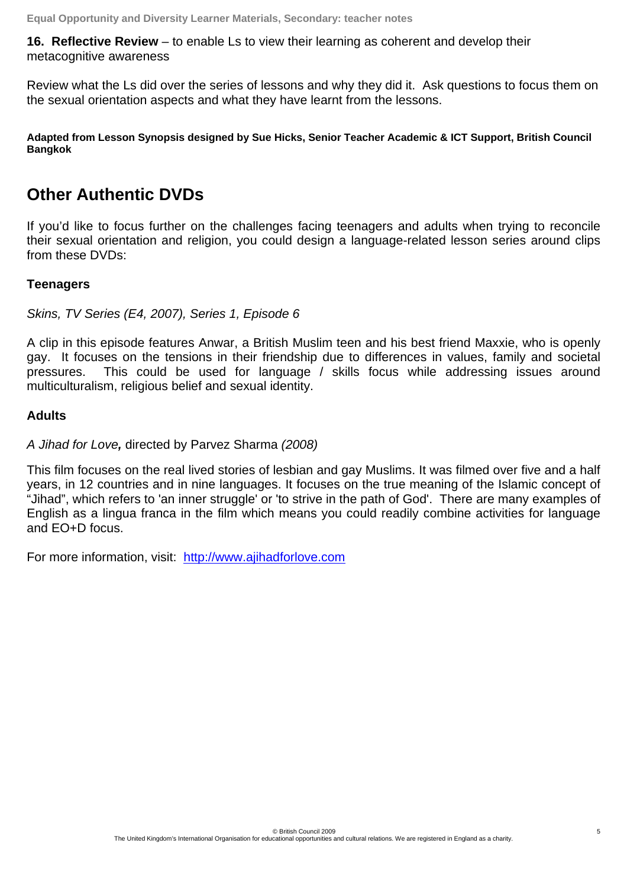**16. Reflective Review** – to enable Ls to view their learning as coherent and develop their metacognitive awareness

Review what the Ls did over the series of lessons and why they did it. Ask questions to focus them on the sexual orientation aspects and what they have learnt from the lessons.

**Adapted from Lesson Synopsis designed by Sue Hicks, Senior Teacher Academic & ICT Support, British Council Bangkok**

## Other Authentic DVDs

If you'd like to focus further on the challenges facing teenagers and adults when trying to reconcile their sexual orientation and religion, you could design a language-related lesson series around clips from these DVDs:

### Teenagers

*Skins, TV Series (E4, 2007), Series 1, Episode 6*

A clip in this episode features Anwar, a British Muslim teen and his best friend Maxxie, who is openly gay. It focuses on the tensions in their friendship due to differences in values, family and societal pressures. This could be used for language / skills focus while addressing issues around multiculturalism, religious belief and sexual identity.

### Adults

*A Jihad for Love**,*** directed by Parvez Sharma *(2008)*

This film focuses on the real lived stories of lesbian and gay Muslims. It was filmed over five and a half years, in 12 countries and in nine languages. It focuses on the true meaning of the Islamic concept of "Jihad", which refers to 'an inner struggle' or 'to strive in the path of God'. There are many examples of English as a lingua franca in the film which means you could readily combine activities for language and EO+D focus.

For more information, visit: [http://www.ajihadforlove.com](http://www.ajihadforlove.com)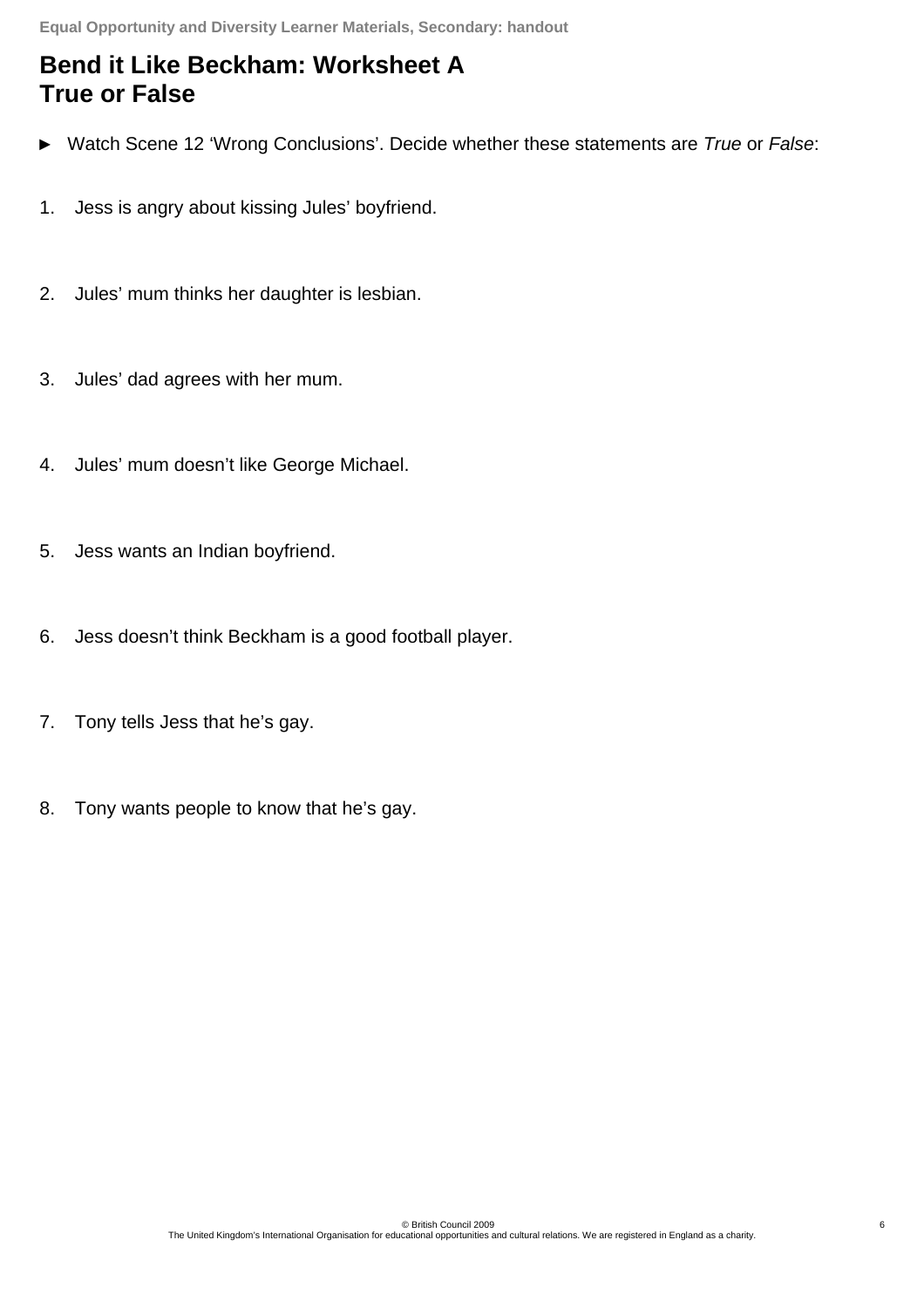# Bend it Like Beckham: Worksheet A
# True or False

► Watch Scene 12 'Wrong Conclusions'. Decide whether these statements are *True* or *False*:

1. Jess is angry about kissing Jules' boyfriend.

2. Jules' mum thinks her daughter is lesbian.

3. Jules' dad agrees with her mum.

4. Jules' mum doesn't like George Michael.

5. Jess wants an Indian boyfriend.

6. Jess doesn't think Beckham is a good football player.

7. Tony tells Jess that he's gay.

8. Tony wants people to know that he's gay.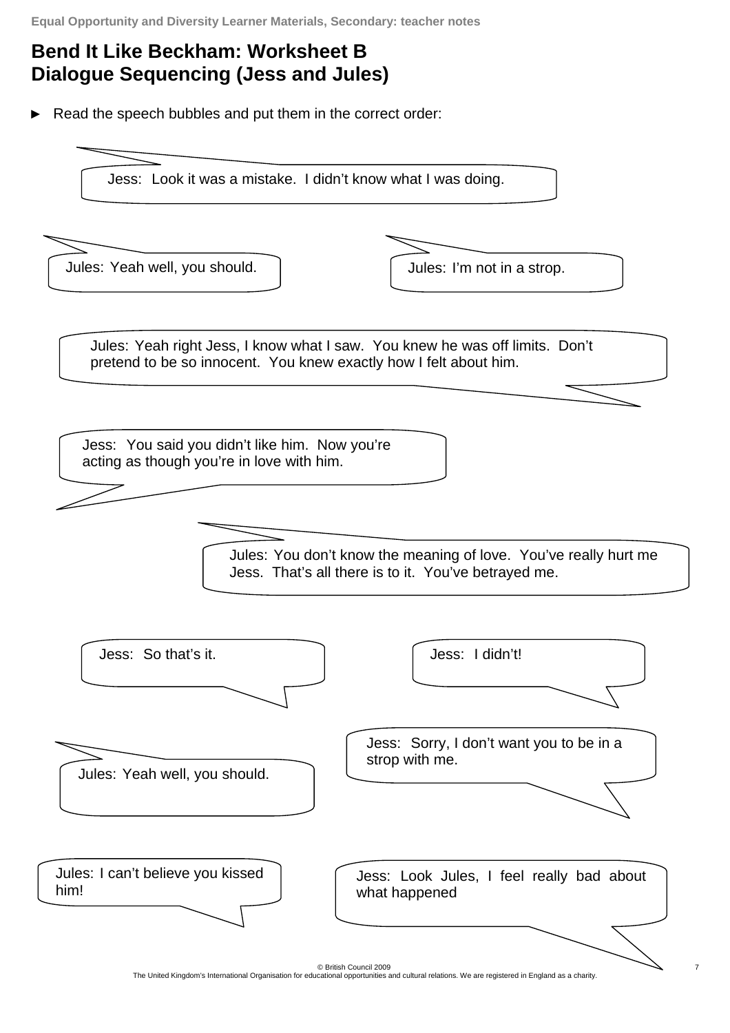**Equal Opportunity and Diversity Learner Materials, Secondary: teacher notes**

# Bend It Like Beckham: Worksheet B
# Dialogue Sequencing (Jess and Jules)

► Read the speech bubbles and put them in the correct order:

Jess: Look it was a mistake. I didn't know what I was doing.

Jules: Yeah well, you should.

Jules: I'm not in a strop.

Jules: Yeah right Jess, I know what I saw. You knew he was off limits. Don't pretend to be so innocent. You knew exactly how I felt about him.

Jess: You said you didn't like him. Now you're acting as though you're in love with him.

Jules: You don't know the meaning of love. You've really hurt me Jess. That's all there is to it. You've betrayed me.

Jess: So that's it.

Jess: I didn't!

Jess: Sorry, I don't want you to be in a strop with me.

Jules: Yeah well, you should.

Jules: I can't believe you kissed him!

Jess: Look Jules, I feel really bad about what happened

© British Council 2009
The United Kingdom's International Organisation for educational opportunities and cultural relations. We are registered in England as a charity.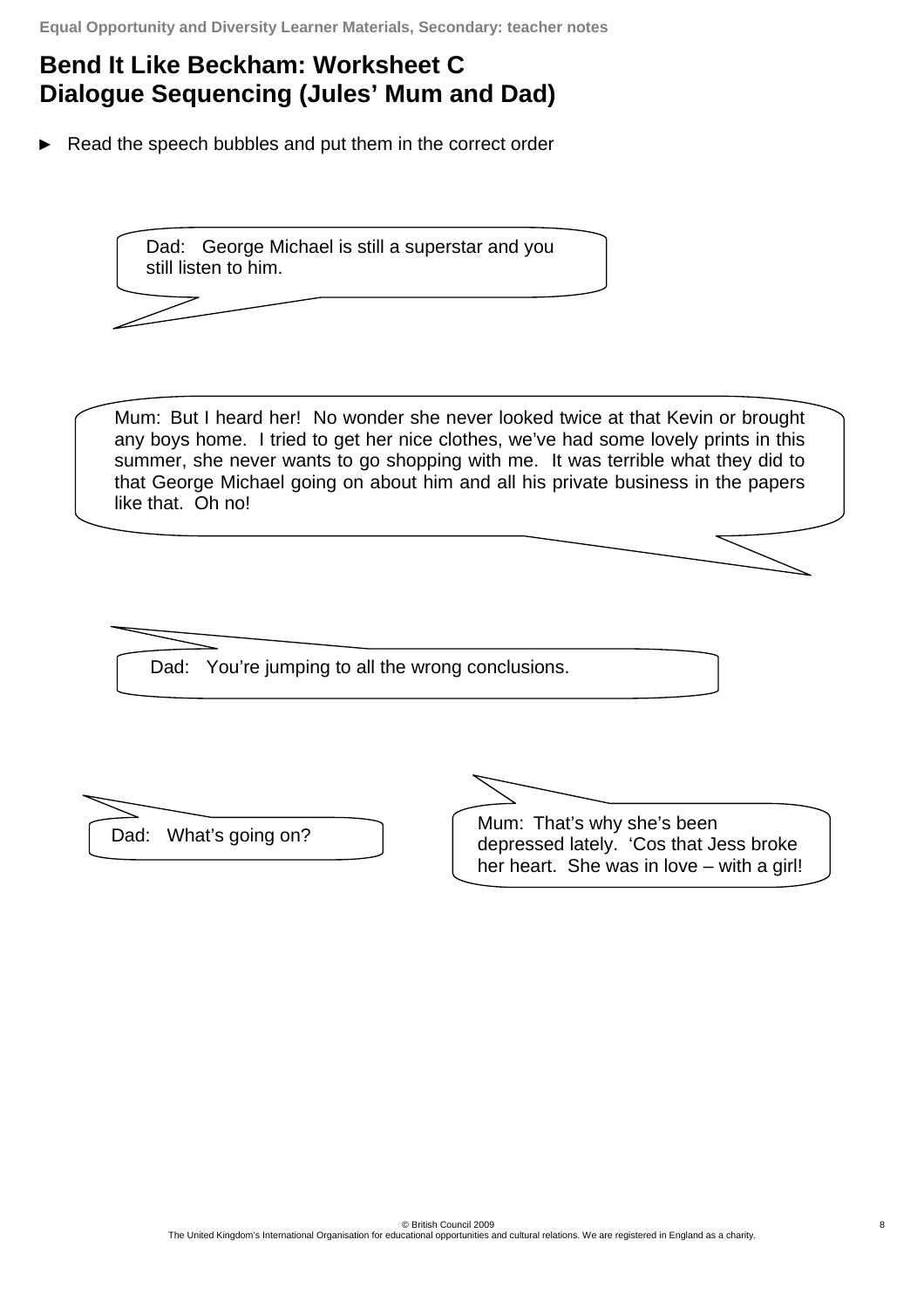# Bend It Like Beckham: Worksheet C
# Dialogue Sequencing (Jules' Mum and Dad)

► Read the speech bubbles and put them in the correct order

Dad: George Michael is still a superstar and you still listen to him.

Mum: But I heard her! No wonder she never looked twice at that Kevin or brought any boys home. I tried to get her nice clothes, we've had some lovely prints in this summer, she never wants to go shopping with me. It was terrible what they did to that George Michael going on about him and all his private business in the papers like that. Oh no!

Dad: You're jumping to all the wrong conclusions.

Dad: What's going on?

Mum: That's why she's been depressed lately. 'Cos that Jess broke her heart. She was in love – with a girl!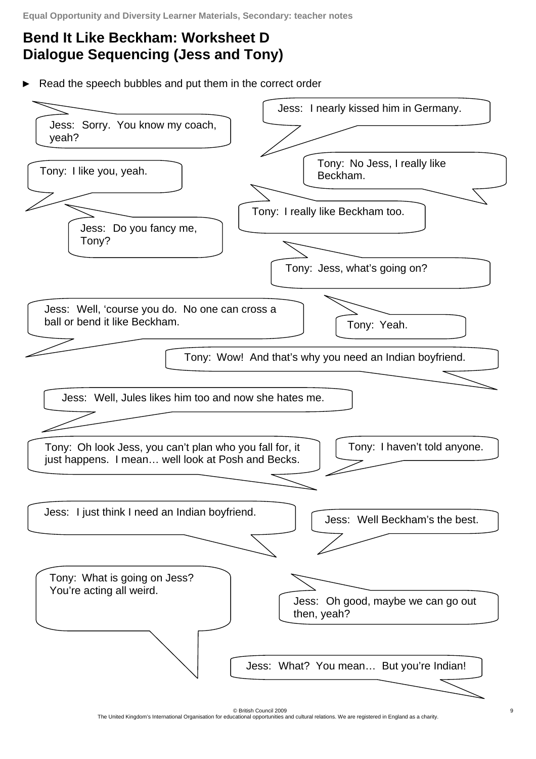# Bend It Like Beckham: Worksheet D
# Dialogue Sequencing (Jess and Tony)

► Read the speech bubbles and put them in the correct order

Jess: I nearly kissed him in Germany.

Jess: Sorry. You know my coach, yeah?

Tony: No Jess, I really like Beckham.

Tony: I like you, yeah.

Tony: I really like Beckham too.

Jess: Do you fancy me, Tony?

Tony: Jess, what's going on?

Jess: Well, 'course you do. No one can cross a ball or bend it like Beckham.

Tony: Yeah.

Tony: Wow! And that's why you need an Indian boyfriend.

Jess: Well, Jules likes him too and now she hates me.

Tony: Oh look Jess, you can't plan who you fall for, it just happens. I mean… well look at Posh and Becks.

Tony: I haven't told anyone.

Jess: I just think I need an Indian boyfriend.

Jess: Well Beckham's the best.

Tony: What is going on Jess? You're acting all weird.

Jess: Oh good, maybe we can go out then, yeah?

Jess: What? You mean… But you're Indian!

© British Council 2009
The United Kingdom's International Organisation for educational opportunities and cultural relations. We are registered in England as a charity.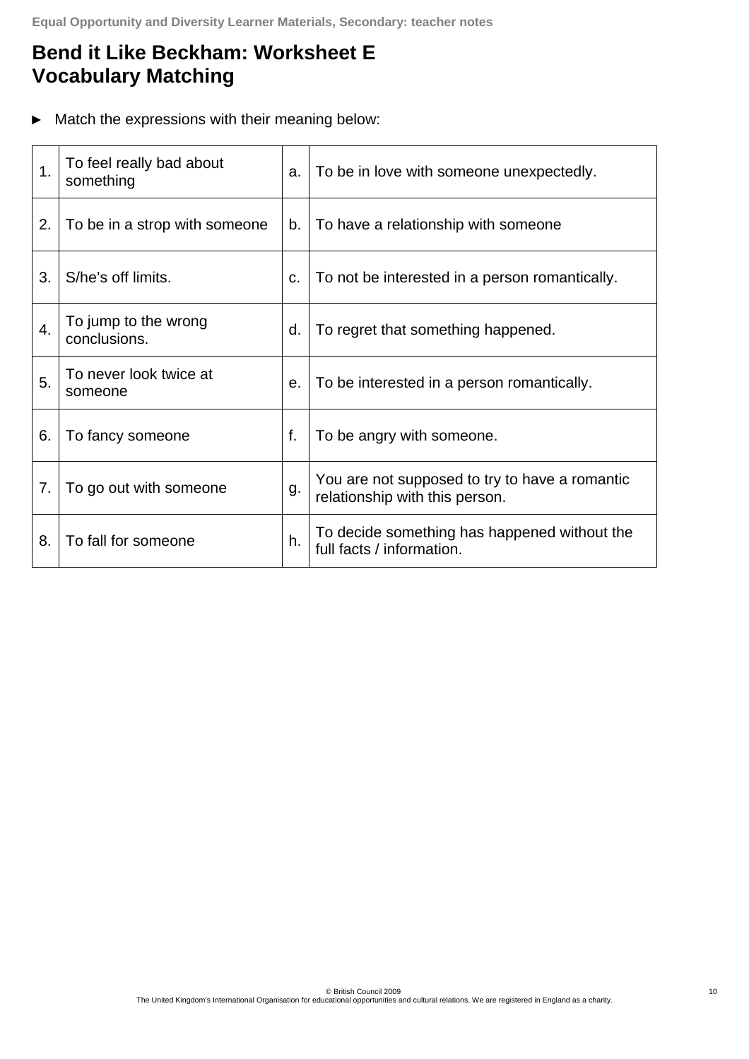# Bend it Like Beckham: Worksheet E
# Vocabulary Matching

► Match the expressions with their meaning below:

| | | | |
|---|---|---|---|
| 1. | To feel really bad about something | a. | To be in love with someone unexpectedly. |
| 2. | To be in a strop with someone | b. | To have a relationship with someone |
| 3. | S/he's off limits. | c. | To not be interested in a person romantically. |
| 4. | To jump to the wrong conclusions. | d. | To regret that something happened. |
| 5. | To never look twice at someone | e. | To be interested in a person romantically. |
| 6. | To fancy someone | f. | To be angry with someone. |
| 7. | To go out with someone | g. | You are not supposed to try to have a romantic relationship with this person. |
| 8. | To fall for someone | h. | To decide something has happened without the full facts / information. |